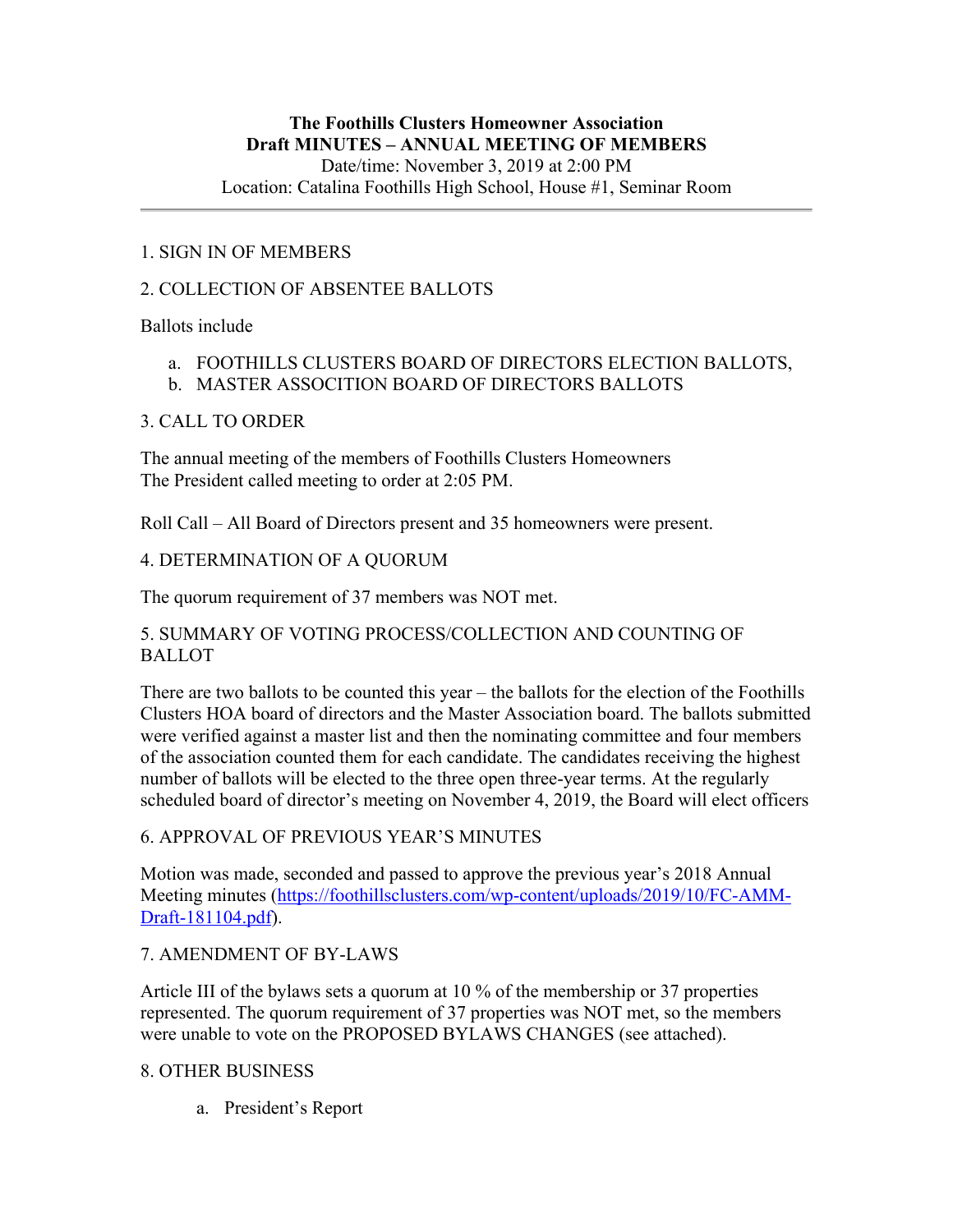**The Foothills Clusters Homeowner Association**
**Draft MINUTES – ANNUAL MEETING OF MEMBERS**
Date/time: November 3, 2019 at 2:00 PM
Location: Catalina Foothills High School, House #1, Seminar Room

---

1. SIGN IN OF MEMBERS

2. COLLECTION OF ABSENTEE BALLOTS

Ballots include

a. FOOTHILLS CLUSTERS BOARD OF DIRECTORS ELECTION BALLOTS,
b. MASTER ASSOCITION BOARD OF DIRECTORS BALLOTS

3. CALL TO ORDER

The annual meeting of the members of Foothills Clusters Homeowners
The President called meeting to order at 2:05 PM.

Roll Call – All Board of Directors present and 35 homeowners were present.

4. DETERMINATION OF A QUORUM

The quorum requirement of 37 members was NOT met.

5. SUMMARY OF VOTING PROCESS/COLLECTION AND COUNTING OF BALLOT

There are two ballots to be counted this year – the ballots for the election of the Foothills Clusters HOA board of directors and the Master Association board. The ballots submitted were verified against a master list and then the nominating committee and four members of the association counted them for each candidate. The candidates receiving the highest number of ballots will be elected to the three open three-year terms. At the regularly scheduled board of director's meeting on November 4, 2019, the Board will elect officers

6. APPROVAL OF PREVIOUS YEAR'S MINUTES

Motion was made, seconded and passed to approve the previous year's 2018 Annual Meeting minutes (https://foothillsclusters.com/wp-content/uploads/2019/10/FC-AMM-Draft-181104.pdf).

7. AMENDMENT OF BY-LAWS

Article III of the bylaws sets a quorum at 10 % of the membership or 37 properties represented. The quorum requirement of 37 properties was NOT met, so the members were unable to vote on the PROPOSED BYLAWS CHANGES (see attached).

8. OTHER BUSINESS

a. President's Report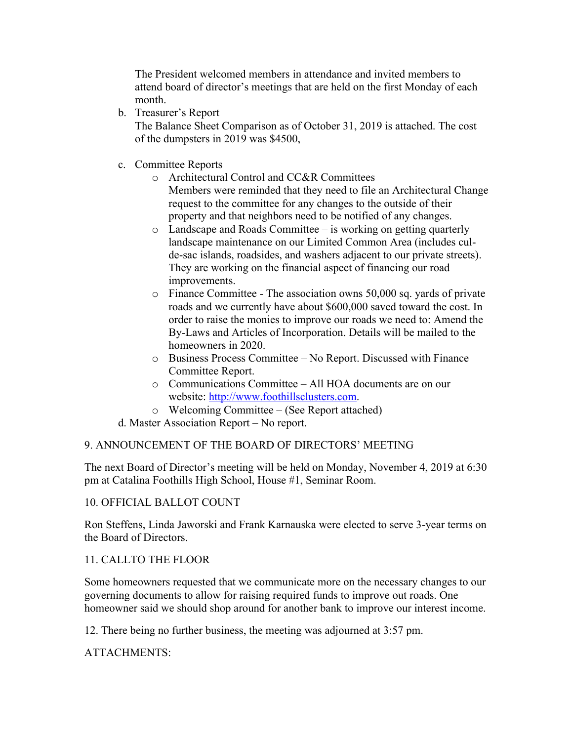The President welcomed members in attendance and invited members to attend board of director's meetings that are held on the first Monday of each month.

b. Treasurer's Report
The Balance Sheet Comparison as of October 31, 2019 is attached. The cost of the dumpsters in 2019 was $4500,

c. Committee Reports
   - Architectural Control and CC&R Committees
     Members were reminded that they need to file an Architectural Change request to the committee for any changes to the outside of their property and that neighbors need to be notified of any changes.
   - Landscape and Roads Committee – is working on getting quarterly landscape maintenance on our Limited Common Area (includes cul-de-sac islands, roadsides, and washers adjacent to our private streets). They are working on the financial aspect of financing our road improvements.
   - Finance Committee - The association owns 50,000 sq. yards of private roads and we currently have about $600,000 saved toward the cost. In order to raise the monies to improve our roads we need to: Amend the By-Laws and Articles of Incorporation. Details will be mailed to the homeowners in 2020.
   - Business Process Committee – No Report. Discussed with Finance Committee Report.
   - Communications Committee – All HOA documents are on our website: [http://www.foothillsclusters.com](http://www.foothillsclusters.com).
   - Welcoming Committee – (See Report attached)

d. Master Association Report – No report.

9. ANNOUNCEMENT OF THE BOARD OF DIRECTORS' MEETING

The next Board of Director's meeting will be held on Monday, November 4, 2019 at 6:30 pm at Catalina Foothills High School, House #1, Seminar Room.

10. OFFICIAL BALLOT COUNT

Ron Steffens, Linda Jaworski and Frank Karnauska were elected to serve 3-year terms on the Board of Directors.

11. CALLTO THE FLOOR

Some homeowners requested that we communicate more on the necessary changes to our governing documents to allow for raising required funds to improve out roads. One homeowner said we should shop around for another bank to improve our interest income.

12. There being no further business, the meeting was adjourned at 3:57 pm.

ATTACHMENTS: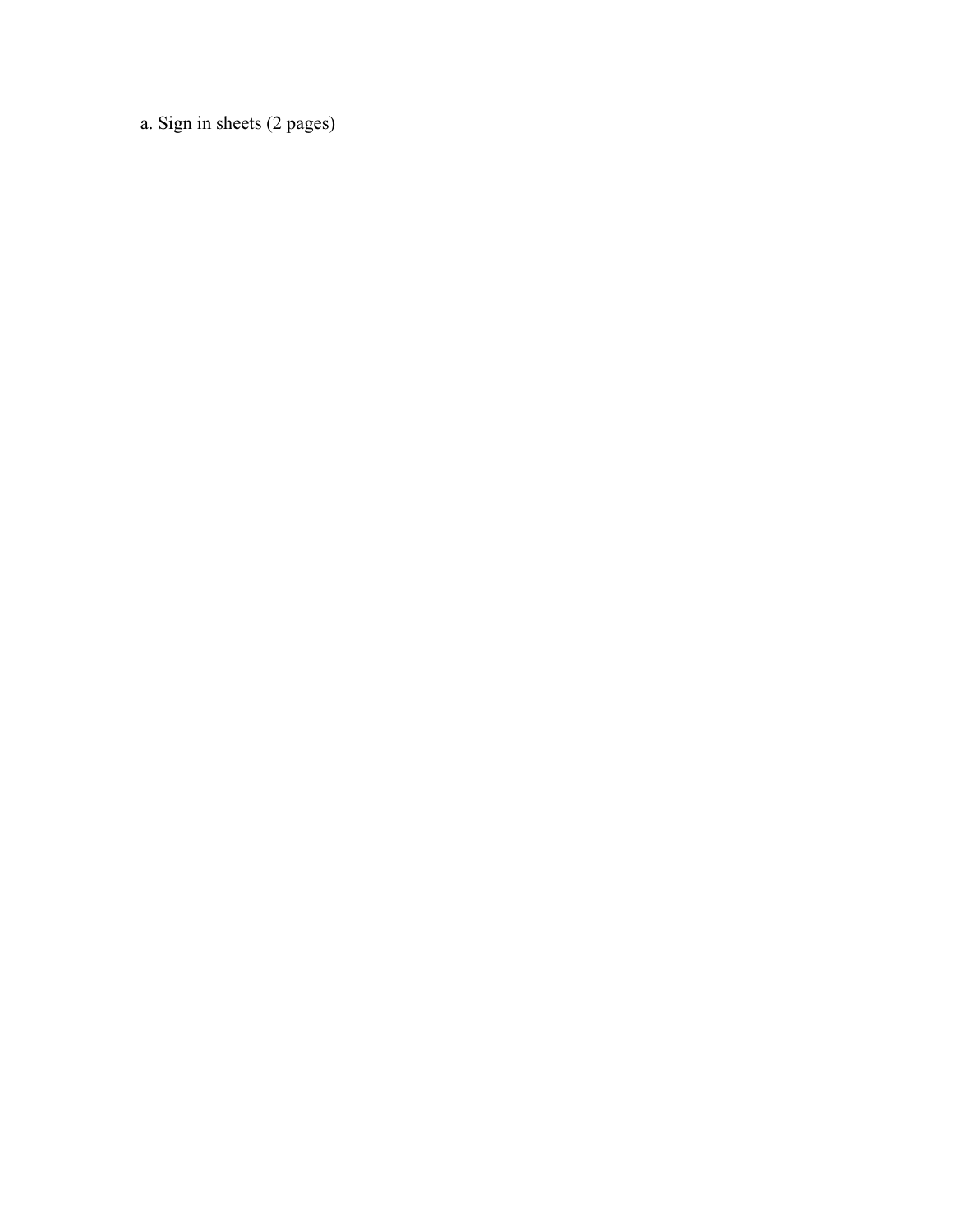a. Sign in sheets (2 pages)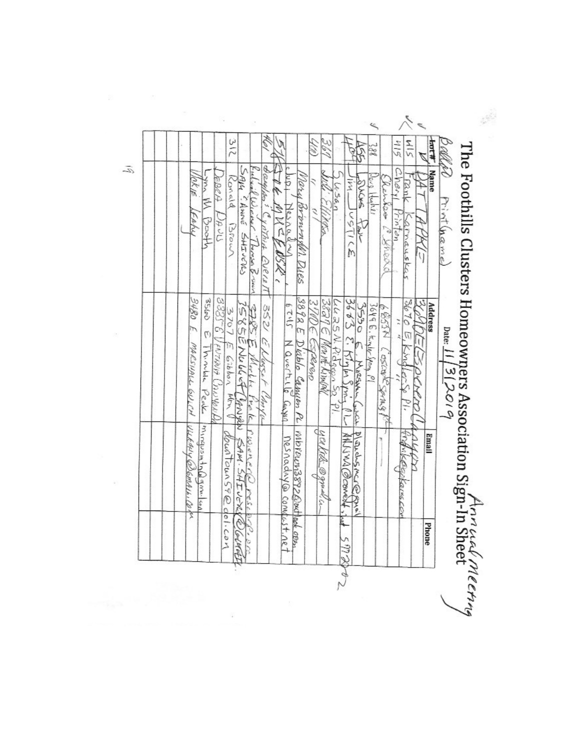# The Foothills Clusters Homeowners Association Sign-In Sheet

Annual Meeting

Date: 11/13/2019

| Lot # | Name (Print name) | Address | Email | Phone |
|---|---|---|---|---|
| | PAT TAPPE | 3640 E Esperero Canyon | | |
| 415 | Frank Karnauskas | 3670 E Kingler Sp Pl. | frankkarkaras.com | |
| 415 | Cheryl Frinten | " " " | | |
| | Shirley ? Shead | 6853N Cascade Springs Pl | | |
| 388 | Doris Hahn | 3649 E Kinder Sp Pl | | |
| 453 | Lucas Fox | 3530 E Marshall Gulch | placksmc@gmail | |
| 400 | Jim JUSTICE | 3663 E Kingler Sp Pl | JMJSVA@comcast.net | 577-002 |
| | Susan | 6625 N Pidgeon Sp Pl. | | |
| 367 | Judi Ellison | 3601 E Mount Lemmon | yankee@gmail.com | |
| 410 | " " | 3700 E Esperero | | |
| | Mary Brown / M. Dues | 3898 E Diablo Canyon Pl | mbrown3892@outlook.com | |
| | Judi Nesnadny | 6745 N Quartzite Canyon | nesnadny@comcast.net | |
| 518 | STEVE MCCLOSKEY | | | |
| 401 | Douglas & Cynthia Overlett | 3521 E Vassar Canyon | | |
| | Robert Weiner, Thomas Brown | 3785 E Mestra Peak | rweiner@resear....org | |
| | SAM & ANNE SHIVERS | 3585 E Noble Canyon | SAM.SHIVERS@... | |
| 312 | Ronald Brown | 3707 E Gibbon Mtn | downtown59@aol.com | |
| | Debra Davis | 3835 E Ventana Canyon Dr | | |
| | Lynn M Booth | 3560 E Thimble Peak | mingusmtn@gmail.com | |
| | Vickie Leahy | 3480 E MARSHALL GULCH | VLEAHY@GMAIL.COM | |
| | | | | |
| | | | | |
| | | | | |
| | | | | |
| | | | | |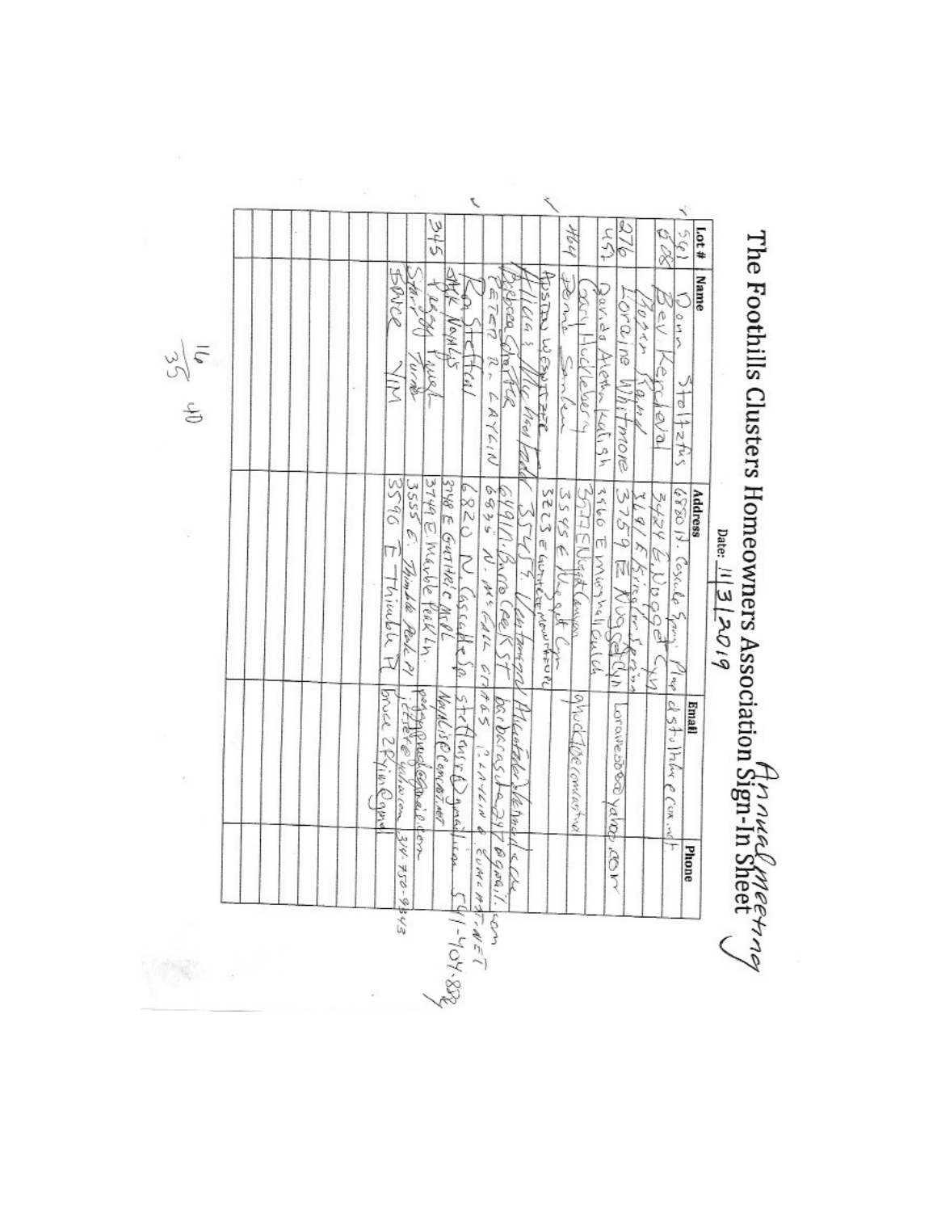# The Foothills Clusters Homeowners Association Sign-In Sheet

Annual meeting

Date: 11/3/2019

| Lot # | Name | Address | Email | Phone |
|---|---|---|---|---|
| 561 | Donn Stoltzfus | 6880 N. Cascade Spring Place | dstoltzfus@cox.net | |
| 508 | Bev Kerchoval | 3424 E. Wogot Cyn | | |
| | Moyer Sand | 3191 E. Kinsler Spring | | |
| 276 | Loraine Whitmore | 3759 E Nogal Cyn | Loraine50@yahoo.com | |
| 452 | David Alden Kalish | 3560 E Marshall Gulch | | |
| | Cary Huckleberry | 3577 E Wogot Canyon | ghuckleberry@comcast.net | |
| 464 | Donna Sander | 3545 E Wogot Cyn | | |
| | Austin Westphale | 3223 E Quartz Mountain Pl | | |
| | Alicia Whyteheads | 3545 E. Ventana Canyon | Alicia.Whyteheads@... | |
| | Rebecca Shafter | 6491 N. Barre Creek ST | barbarash...@gmail.com | |
| | PETER R. LAYLIN | 6845 N. McCALL CIRCLE | P.LAYLIN@EUMCHAT.NET | |
| | Ra Steffen | 6820 N Cascade Sp | steffens@gmail.com | 541-404-8824 |
| | Mark Napels | 3748 E Guthrie Mtn Pl | MNApleS@comcast.net | |
| 345 | Peggy Pucel | 3749 E Marble Peak Ln | peggypucel@gmail.com | |
| | Stacey Turner | 3555 E. Thimble Peak Pl | ...@yahoo.com | 314 750-9543 |
| | Bruce Yim | 3590 E Thimble Pl | bruce2Fyim@gmail | |
| | | | | |
| | | | | |
| | | | | |
| | | | | |
| | | | | |
| | | | | |
| | | | | |
| | | | | |
| | | | | |
| | | | | |

16/35 40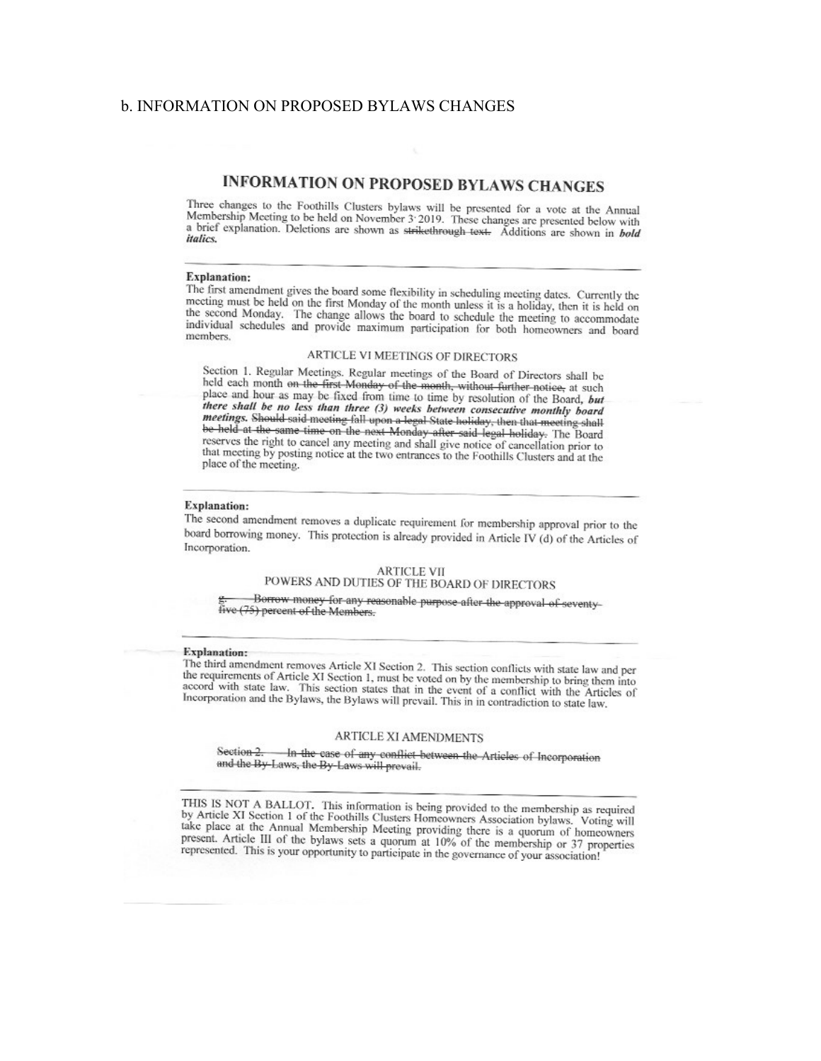b. INFORMATION ON PROPOSED BYLAWS CHANGES

# INFORMATION ON PROPOSED BYLAWS CHANGES

Three changes to the Foothills Clusters bylaws will be presented for a vote at the Annual Membership Meeting to be held on November 3 2019. These changes are presented below with a brief explanation. Deletions are shown as ~~strikethrough text.~~ Additions are shown in ***bold italics.***

---

**Explanation:**
The first amendment gives the board some flexibility in scheduling meeting dates. Currently the meeting must be held on the first Monday of the month unless it is a holiday, then it is held on the second Monday. The change allows the board to schedule the meeting to accommodate individual schedules and provide maximum participation for both homeowners and board members.

ARTICLE VI MEETINGS OF DIRECTORS

Section 1. Regular Meetings. Regular meetings of the Board of Directors shall be held each month ~~on the first Monday of the month, without further notice,~~ at such place and hour as may be fixed from time to time by resolution of the Board, ***but there shall be no less than three (3) weeks between consecutive monthly board meetings.*** ~~Should said meeting fall upon a legal State holiday, then that meeting shall be held at the same time on the next Monday after said legal holiday.~~ The Board reserves the right to cancel any meeting and shall give notice of cancellation prior to that meeting by posting notice at the two entrances to the Foothills Clusters and at the place of the meeting.

---

**Explanation:**
The second amendment removes a duplicate requirement for membership approval prior to the board borrowing money. This protection is already provided in Article IV (d) of the Articles of Incorporation.

ARTICLE VII
POWERS AND DUTIES OF THE BOARD OF DIRECTORS

~~g. Borrow money for any reasonable purpose after the approval of seventy-five (75) percent of the Members.~~

---

**Explanation:**
The third amendment removes Article XI Section 2. This section conflicts with state law and per the requirements of Article XI Section 1, must be voted on by the membership to bring them into accord with state law. This section states that in the event of a conflict with the Articles of Incorporation and the Bylaws, the Bylaws will prevail. This in in contradiction to state law.

ARTICLE XI AMENDMENTS

~~Section 2. In the case of any conflict between the Articles of Incorporation and the By-Laws, the By-Laws will prevail.~~

---

THIS IS NOT A BALLOT. This information is being provided to the membership as required by Article XI Section 1 of the Foothills Clusters Homeowners Association bylaws. Voting will take place at the Annual Membership Meeting providing there is a quorum of homeowners present. Article III of the bylaws sets a quorum at 10% of the membership or 37 properties represented. This is your opportunity to participate in the governance of your association!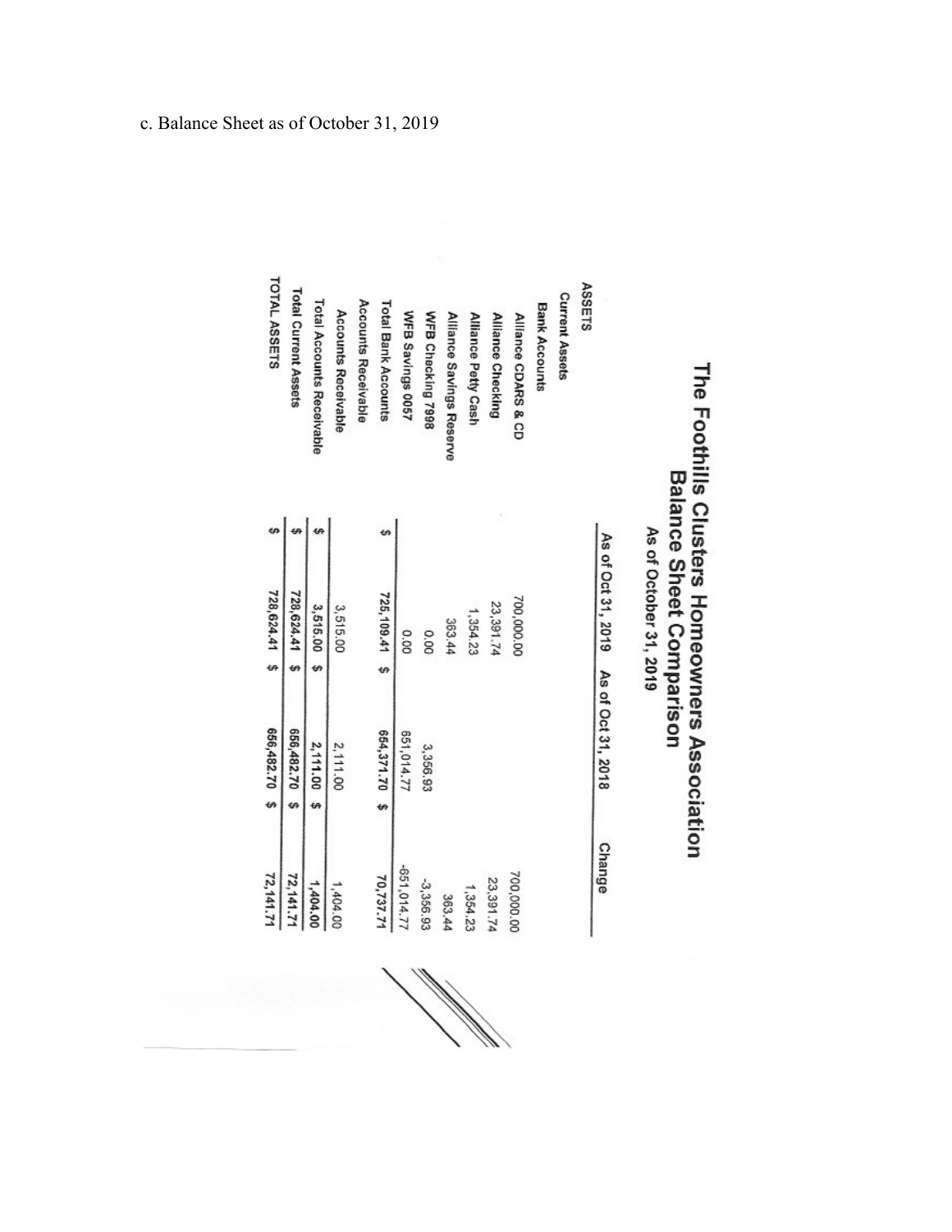c. Balance Sheet as of October 31, 2019

# The Foothills Clusters Homeowners Association

## Balance Sheet Comparison

### As of October 31, 2019

| | As of Oct 31, 2019 | As of Oct 31, 2018 | Change |
|---|---|---|---|
| **ASSETS** | | | |
| **Current Assets** | | | |
| **Bank Accounts** | | | |
| Alliance CDARS & CD | 700,000.00 | | 700,000.00 |
| Alliance Checking | 23,391.74 | | 23,391.74 |
| Alliance Petty Cash | 1,354.23 | | 1,354.23 |
| Alliance Savings Reserve | 363.44 | | 363.44 |
| WFB Checking 7998 | 0.00 | 3,356.93 | -3,356.93 |
| WFB Savings 0057 | | 651,014.77 | -651,014.77 |
| **Total Bank Accounts** | $ 725,109.41 | $ 654,371.70 | $ 70,737.71 |
| **Accounts Receivable** | | | |
| Accounts Receivable | 3,515.00 | 2,111.00 | 1,404.00 |
| **Total Accounts Receivable** | $ 3,515.00 | $ 2,111.00 | $ 1,404.00 |
| **Total Current Assets** | $ 728,624.41 | $ 656,482.70 | $ 72,141.71 |
| **TOTAL ASSETS** | $ 728,624.41 | $ 656,482.70 | $ 72,141.71 |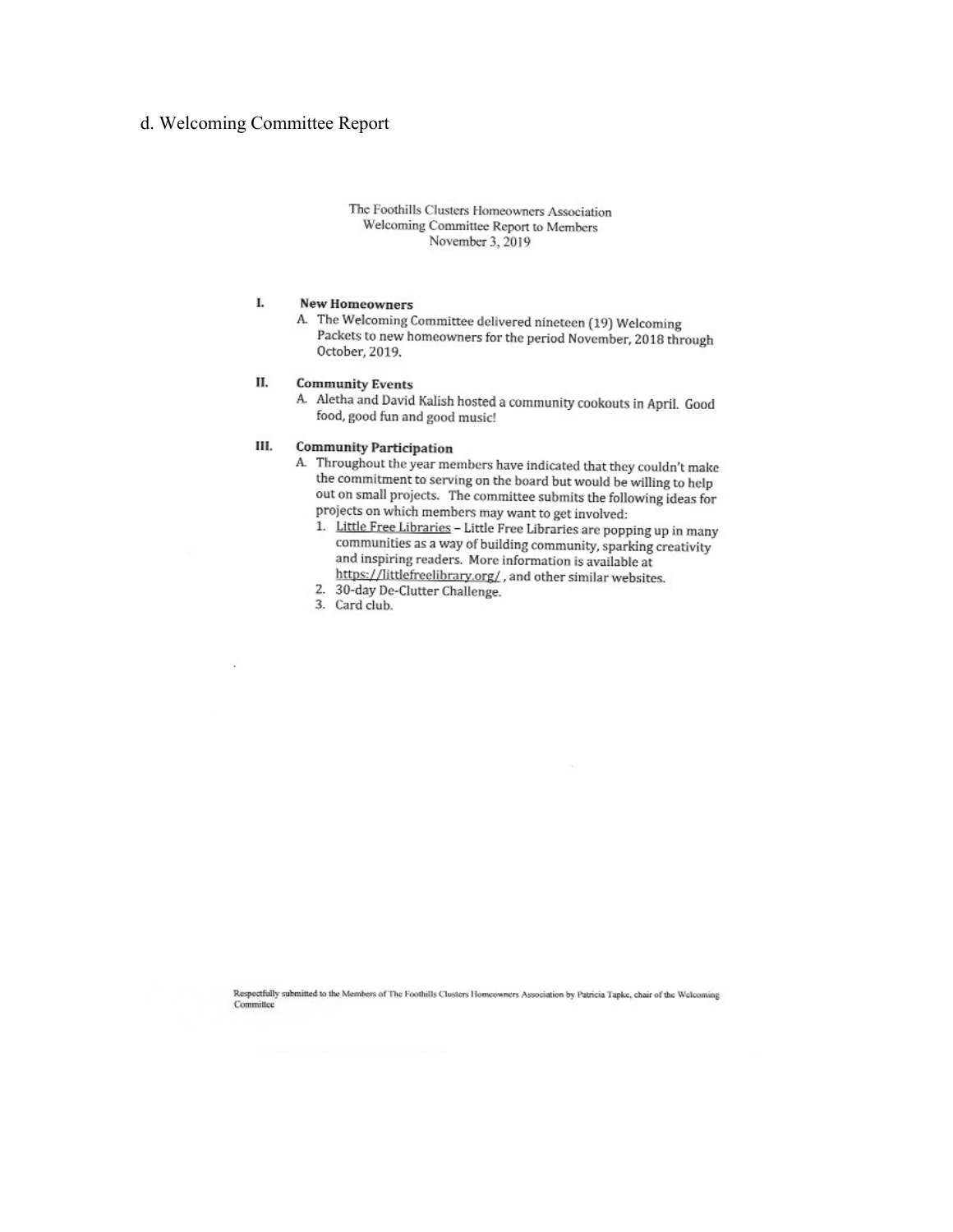d. Welcoming Committee Report

The Foothills Clusters Homeowners Association
Welcoming Committee Report to Members
November 3, 2019

## I. New Homeowners

A. The Welcoming Committee delivered nineteen (19) Welcoming Packets to new homeowners for the period November, 2018 through October, 2019.

## II. Community Events

A. Aletha and David Kalish hosted a community cookouts in April. Good food, good fun and good music!

## III. Community Participation

A. Throughout the year members have indicated that they couldn't make the commitment to serving on the board but would be willing to help out on small projects. The committee submits the following ideas for projects on which members may want to get involved:

1. Little Free Libraries – Little Free Libraries are popping up in many communities as a way of building community, sparking creativity and inspiring readers. More information is available at https://littlefreelibrary.org/ , and other similar websites.
2. 30-day De-Clutter Challenge.
3. Card club.

Respectfully submitted to the Members of The Foothills Clusters Homeowners Association by Patricia Tapke, chair of the Welcoming Committee